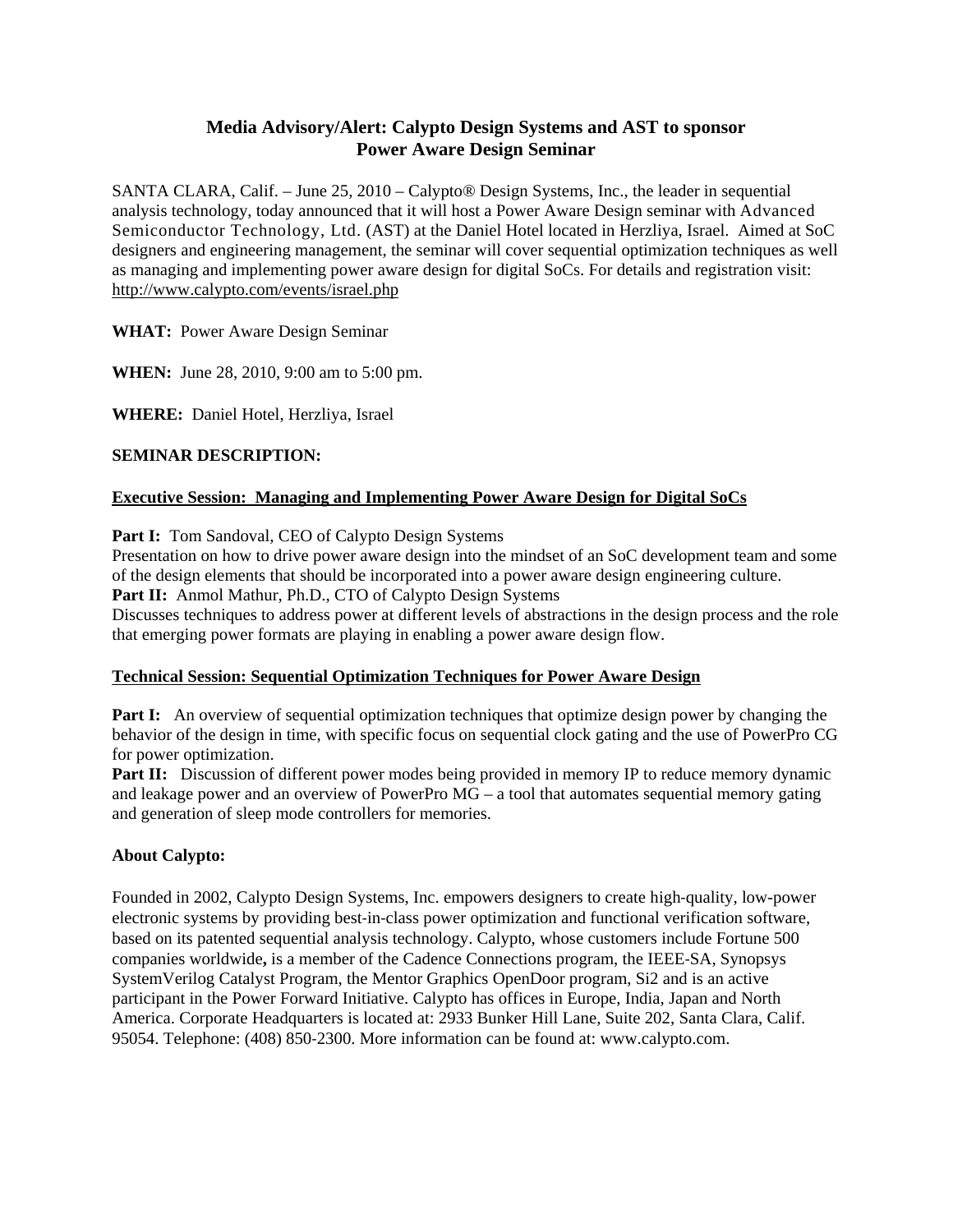# Media Advisory/Alert: Calypto Design Systems and AST to sponsor Power Aware Design Seminar

SANTA CLARA, Calif. – June 25, 2010 – Calypto® Design Systems, Inc., the leader in sequential analysis technology, today announced that it will host a Power Aware Design seminar with Advanced Semiconductor Technology, Ltd. (AST) at the Daniel Hotel located in Herzliya, Israel. Aimed at SoC designers and engineering management, the seminar will cover sequential optimization techniques as well as managing and implementing power aware design for digital SoCs. For details and registration visit: http://www.calypto.com/events/israel.php

**WHAT:** Power Aware Design Seminar

**WHEN:** June 28, 2010, 9:00 am to 5:00 pm.

**WHERE:** Daniel Hotel, Herzliya, Israel

**SEMINAR DESCRIPTION:**

**Executive Session: Managing and Implementing Power Aware Design for Digital SoCs**

**Part I:** Tom Sandoval, CEO of Calypto Design Systems
Presentation on how to drive power aware design into the mindset of an SoC development team and some of the design elements that should be incorporated into a power aware design engineering culture.
**Part II:** Anmol Mathur, Ph.D., CTO of Calypto Design Systems
Discusses techniques to address power at different levels of abstractions in the design process and the role that emerging power formats are playing in enabling a power aware design flow.

**Technical Session: Sequential Optimization Techniques for Power Aware Design**

**Part I:** An overview of sequential optimization techniques that optimize design power by changing the behavior of the design in time, with specific focus on sequential clock gating and the use of PowerPro CG for power optimization.
**Part II:** Discussion of different power modes being provided in memory IP to reduce memory dynamic and leakage power and an overview of PowerPro MG – a tool that automates sequential memory gating and generation of sleep mode controllers for memories.

**About Calypto:**

Founded in 2002, Calypto Design Systems, Inc. empowers designers to create high-quality, low-power electronic systems by providing best-in-class power optimization and functional verification software, based on its patented sequential analysis technology. Calypto, whose customers include Fortune 500 companies worldwide**,** is a member of the Cadence Connections program, the IEEE-SA, Synopsys SystemVerilog Catalyst Program, the Mentor Graphics OpenDoor program, Si2 and is an active participant in the Power Forward Initiative. Calypto has offices in Europe, India, Japan and North America. Corporate Headquarters is located at: 2933 Bunker Hill Lane, Suite 202, Santa Clara, Calif. 95054. Telephone: (408) 850-2300. More information can be found at: www.calypto.com.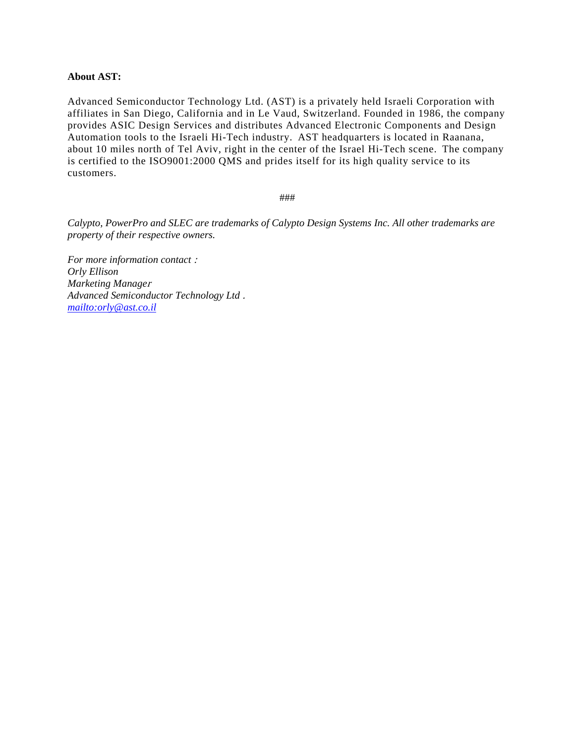**About AST:**

Advanced Semiconductor Technology Ltd. (AST) is a privately held Israeli Corporation with affiliates in San Diego, California and in Le Vaud, Switzerland. Founded in 1986, the company provides ASIC Design Services and distributes Advanced Electronic Components and Design Automation tools to the Israeli Hi-Tech industry. AST headquarters is located in Raanana, about 10 miles north of Tel Aviv, right in the center of the Israel Hi-Tech scene. The company is certified to the ISO9001:2000 QMS and prides itself for its high quality service to its customers.

###

*Calypto, PowerPro and SLEC are trademarks of Calypto Design Systems Inc. All other trademarks are property of their respective owners.*

*For more information contact :*
*Orly Ellison*
*Marketing Manager*
*Advanced Semiconductor Technology Ltd .*
*mailto:orly@ast.co.il*